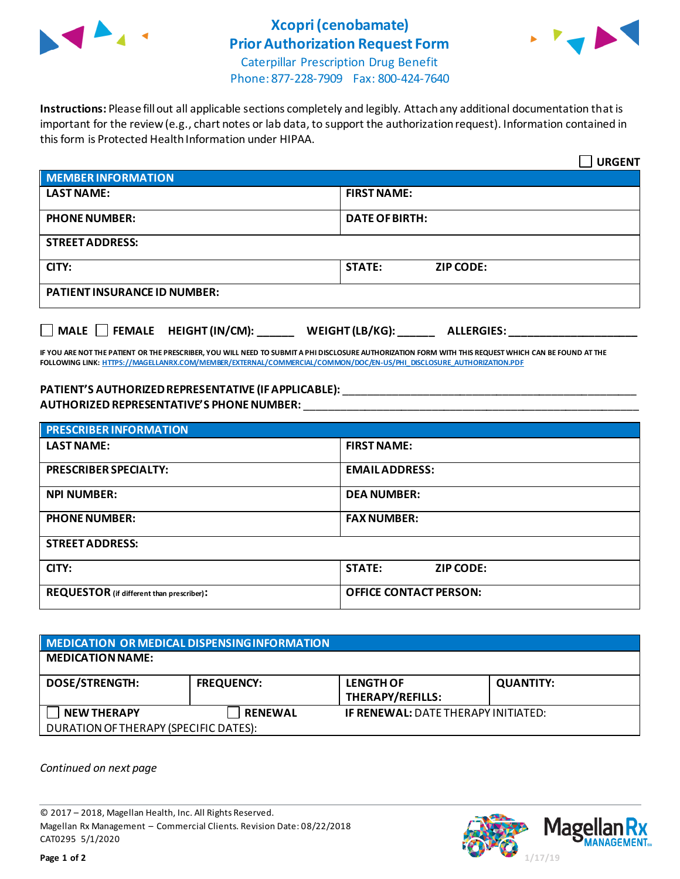# Xcopri (cenobamate) Prior Authorization Request Form

Caterpillar Prescription Drug Benefit
Phone: 877-228-7909 Fax: 800-424-7640

**Instructions:** Please fill out all applicable sections completely and legibly. Attach any additional documentation that is important for the review (e.g., chart notes or lab data, to support the authorization request). Information contained in this form is Protected Health Information under HIPAA.

☐ **URGENT**

| MEMBER INFORMATION | |
|---|---|
| **LAST NAME:** | **FIRST NAME:** |
| **PHONE NUMBER:** | **DATE OF BIRTH:** |
| **STREET ADDRESS:** | |
| **CITY:** | **STATE:** **ZIP CODE:** |
| **PATIENT INSURANCE ID NUMBER:** | |

☐ **MALE** ☐ **FEMALE** **HEIGHT (IN/CM):** ______ **WEIGHT (LB/KG):** ______ **ALLERGIES:** ____________________

**IF YOU ARE NOT THE PATIENT OR THE PRESCRIBER, YOU WILL NEED TO SUBMIT A PHI DISCLOSURE AUTHORIZATION FORM WITH THIS REQUEST WHICH CAN BE FOUND AT THE FOLLOWING LINK:** HTTPS://MAGELLANRX.COM/MEMBER/EXTERNAL/COMMERCIAL/COMMON/DOC/EN-US/PHI_DISCLOSURE_AUTHORIZATION.PDF

**PATIENT'S AUTHORIZED REPRESENTATIVE (IF APPLICABLE):** ____________________________________________
**AUTHORIZED REPRESENTATIVE'S PHONE NUMBER:** ____________________________________________

| PRESCRIBER INFORMATION | |
|---|---|
| **LAST NAME:** | **FIRST NAME:** |
| **PRESCRIBER SPECIALTY:** | **EMAIL ADDRESS:** |
| **NPI NUMBER:** | **DEA NUMBER:** |
| **PHONE NUMBER:** | **FAX NUMBER:** |
| **STREET ADDRESS:** | |
| **CITY:** | **STATE:** **ZIP CODE:** |
| **REQUESTOR** (if different than prescriber): | **OFFICE CONTACT PERSON:** |

| MEDICATION OR MEDICAL DISPENSING INFORMATION | | | |
|---|---|---|---|
| **MEDICATION NAME:** | | | |
| **DOSE/STRENGTH:** | **FREQUENCY:** | **LENGTH OF THERAPY/REFILLS:** | **QUANTITY:** |
| ☐ **NEW THERAPY** | ☐ **RENEWAL** | **IF RENEWAL:** DATE THERAPY INITIATED: | |
| DURATION OF THERAPY (SPECIFIC DATES): | | | |

*Continued on next page*

© 2017 – 2018, Magellan Health, Inc. All Rights Reserved.
Magellan Rx Management – Commercial Clients. Revision Date: 08/22/2018
CAT0295 5/1/2020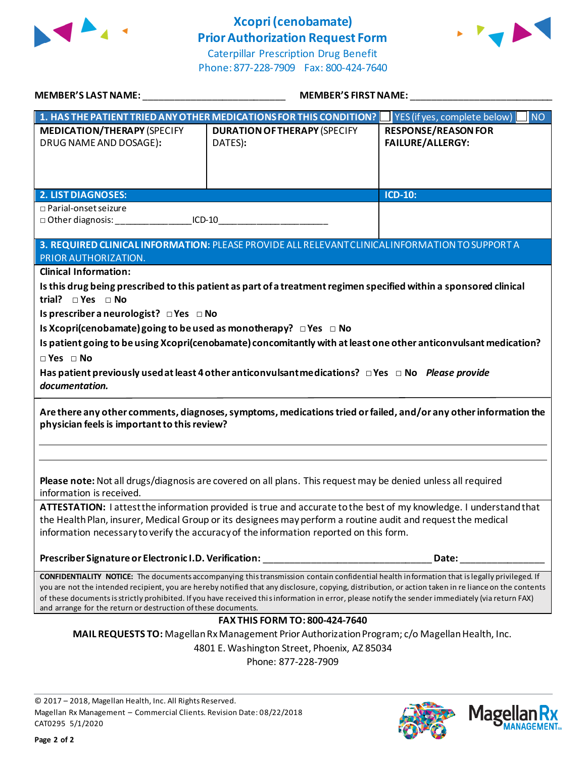# Xcopri (cenobamate) Prior Authorization Request Form

Caterpillar Prescription Drug Benefit
Phone: 877-228-7909 Fax: 800-424-7640

**MEMBER'S LAST NAME:** ___________________________ **MEMBER'S FIRST NAME:** ___________________________

**1. HAS THE PATIENT TRIED ANY OTHER MEDICATIONS FOR THIS CONDITION?** ☐ YES (if yes, complete below) ☐ NO

| **MEDICATION/THERAPY** (SPECIFY DRUG NAME AND DOSAGE): | **DURATION OF THERAPY** (SPECIFY DATES): | **RESPONSE/REASON FOR FAILURE/ALLERGY:** |
|---|---|---|
| | | |

| **2. LIST DIAGNOSES:** | **ICD-10:** |
|---|---|
| □ Parial-onset seizure<br>□ Other diagnosis: _______________ICD-10______________________ | |

**3. REQUIRED CLINICAL INFORMATION:** PLEASE PROVIDE ALL RELEVANT CLINICAL INFORMATION TO SUPPORT A PRIOR AUTHORIZATION.

**Clinical Information:**

**Is this drug being prescribed to this patient as part of a treatment regimen specified within a sponsored clinical trial?** □ **Yes** □ **No**

**Is prescriber a neurologist?** □ **Yes** □ **No**

**Is Xcopri(cenobamate) going to be used as monotherapy?** □ **Yes** □ **No**

**Is patient going to be using Xcopri(cenobamate) concomitantly with at least one other anticonvulsant medication?** □ **Yes** □ **No**

**Has patient previously used at least 4 other anticonvulsant medications?** □ **Yes** □ **No** ***Please provide documentation.***

**Are there any other comments, diagnoses, symptoms, medications tried or failed, and/or any other information the physician feels is important to this review?**

_____________________________________________________________________________

_____________________________________________________________________________

**Please note:** Not all drugs/diagnosis are covered on all plans. This request may be denied unless all required information is received.

**ATTESTATION:** I attest the information provided is true and accurate to the best of my knowledge. I understand that the Health Plan, insurer, Medical Group or its designees may perform a routine audit and request the medical information necessary to verify the accuracy of the information reported on this form.

**Prescriber Signature or Electronic I.D. Verification:** ________________________________ **Date:** ________________

**CONFIDENTIALITY NOTICE:** The documents accompanying this transmission contain confidential health information that is legally privileged. If you are not the intended recipient, you are hereby notified that any disclosure, copying, distribution, or action taken in re liance on the contents of these documents is strictly prohibited. If you have received this information in error, please notify the sender immediately (via return FAX) and arrange for the return or destruction of these documents.

**FAX THIS FORM TO: 800-424-7640**

**MAIL REQUESTS TO:** Magellan Rx Management Prior Authorization Program; c/o Magellan Health, Inc.
4801 E. Washington Street, Phoenix, AZ 85034
Phone: 877-228-7909

© 2017 – 2018, Magellan Health, Inc. All Rights Reserved.
Magellan Rx Management – Commercial Clients. Revision Date: 08/22/2018
CAT0295 5/1/2020

Magellan Rx MANAGEMENT